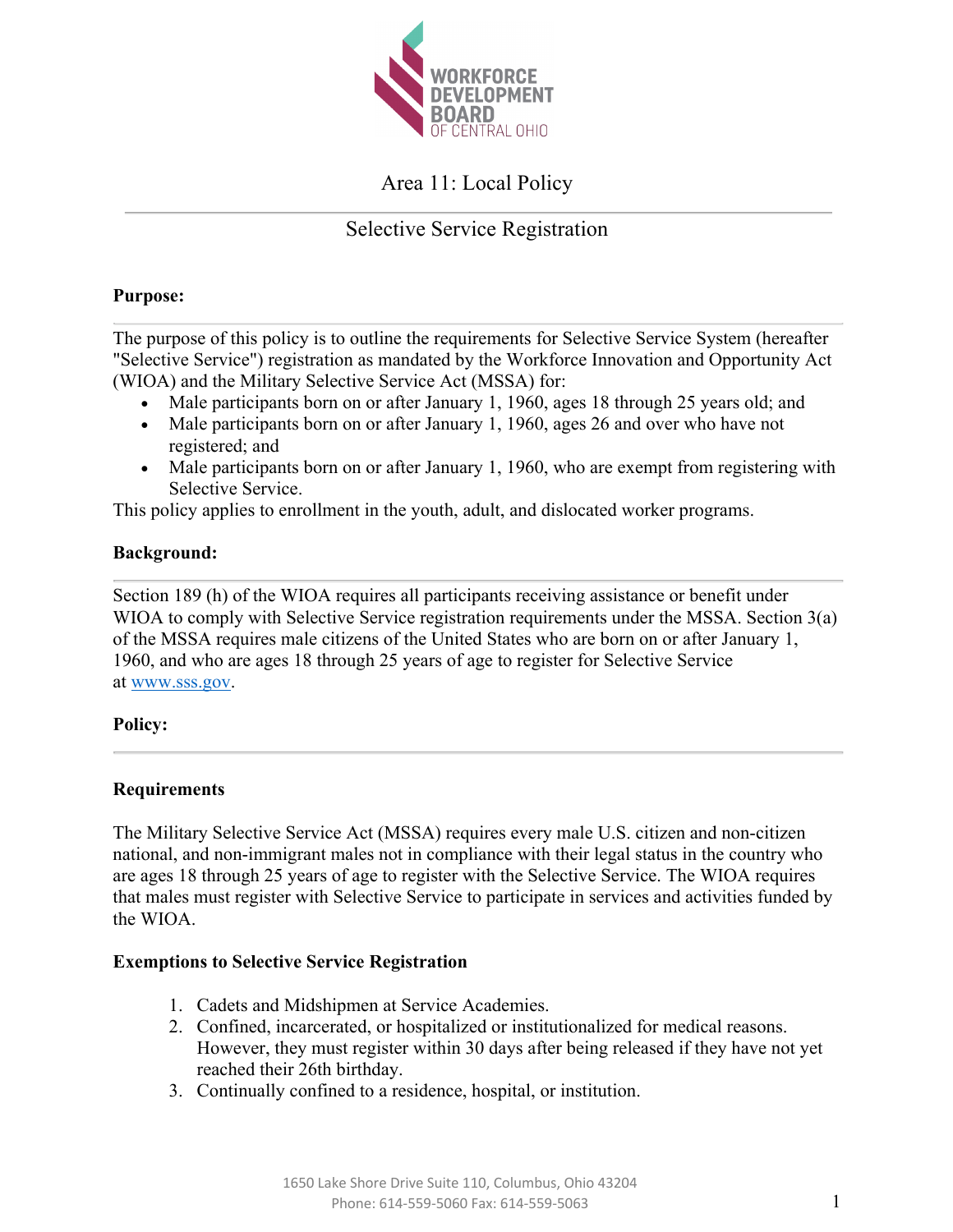WORKFORCE DEVELOPMENT BOARD OF CENTRAL OHIO

# Area 11: Local Policy

## Selective Service Registration

**Purpose:**

The purpose of this policy is to outline the requirements for Selective Service System (hereafter "Selective Service") registration as mandated by the Workforce Innovation and Opportunity Act (WIOA) and the Military Selective Service Act (MSSA) for:

- Male participants born on or after January 1, 1960, ages 18 through 25 years old; and
- Male participants born on or after January 1, 1960, ages 26 and over who have not registered; and
- Male participants born on or after January 1, 1960, who are exempt from registering with Selective Service.

This policy applies to enrollment in the youth, adult, and dislocated worker programs.

**Background:**

Section 189 (h) of the WIOA requires all participants receiving assistance or benefit under WIOA to comply with Selective Service registration requirements under the MSSA. Section 3(a) of the MSSA requires male citizens of the United States who are born on or after January 1, 1960, and who are ages 18 through 25 years of age to register for Selective Service at [www.sss.gov](http://www.sss.gov).

**Policy:**

**Requirements**

The Military Selective Service Act (MSSA) requires every male U.S. citizen and non-citizen national, and non-immigrant males not in compliance with their legal status in the country who are ages 18 through 25 years of age to register with the Selective Service. The WIOA requires that males must register with Selective Service to participate in services and activities funded by the WIOA.

**Exemptions to Selective Service Registration**

1. Cadets and Midshipmen at Service Academies.
2. Confined, incarcerated, or hospitalized or institutionalized for medical reasons. However, they must register within 30 days after being released if they have not yet reached their 26th birthday.
3. Continually confined to a residence, hospital, or institution.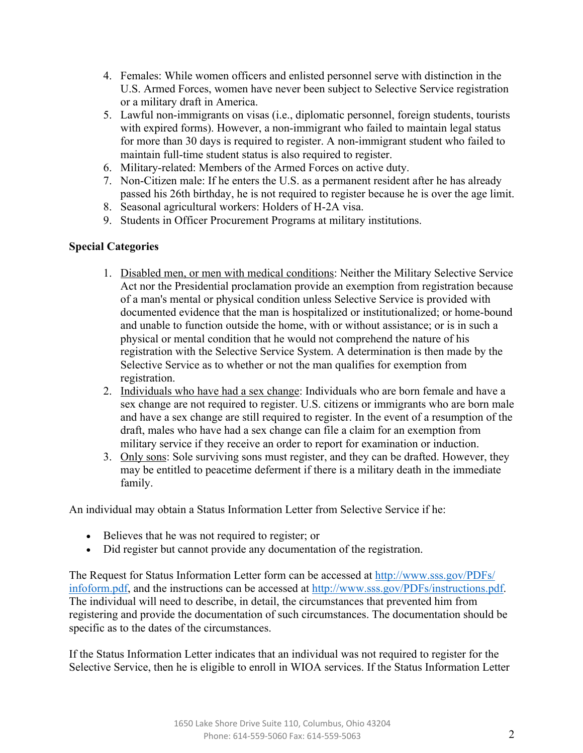4. Females: While women officers and enlisted personnel serve with distinction in the U.S. Armed Forces, women have never been subject to Selective Service registration or a military draft in America.
5. Lawful non-immigrants on visas (i.e., diplomatic personnel, foreign students, tourists with expired forms). However, a non-immigrant who failed to maintain legal status for more than 30 days is required to register. A non-immigrant student who failed to maintain full-time student status is also required to register.
6. Military-related: Members of the Armed Forces on active duty.
7. Non-Citizen male: If he enters the U.S. as a permanent resident after he has already passed his 26th birthday, he is not required to register because he is over the age limit.
8. Seasonal agricultural workers: Holders of H-2A visa.
9. Students in Officer Procurement Programs at military institutions.

**Special Categories**

1. Disabled men, or men with medical conditions: Neither the Military Selective Service Act nor the Presidential proclamation provide an exemption from registration because of a man's mental or physical condition unless Selective Service is provided with documented evidence that the man is hospitalized or institutionalized; or home-bound and unable to function outside the home, with or without assistance; or is in such a physical or mental condition that he would not comprehend the nature of his registration with the Selective Service System. A determination is then made by the Selective Service as to whether or not the man qualifies for exemption from registration.
2. Individuals who have had a sex change: Individuals who are born female and have a sex change are not required to register. U.S. citizens or immigrants who are born male and have a sex change are still required to register. In the event of a resumption of the draft, males who have had a sex change can file a claim for an exemption from military service if they receive an order to report for examination or induction.
3. Only sons: Sole surviving sons must register, and they can be drafted. However, they may be entitled to peacetime deferment if there is a military death in the immediate family.

An individual may obtain a Status Information Letter from Selective Service if he:

- Believes that he was not required to register; or
- Did register but cannot provide any documentation of the registration.

The Request for Status Information Letter form can be accessed at http://www.sss.gov/PDFs/infoform.pdf, and the instructions can be accessed at http://www.sss.gov/PDFs/instructions.pdf. The individual will need to describe, in detail, the circumstances that prevented him from registering and provide the documentation of such circumstances. The documentation should be specific as to the dates of the circumstances.

If the Status Information Letter indicates that an individual was not required to register for the Selective Service, then he is eligible to enroll in WIOA services. If the Status Information Letter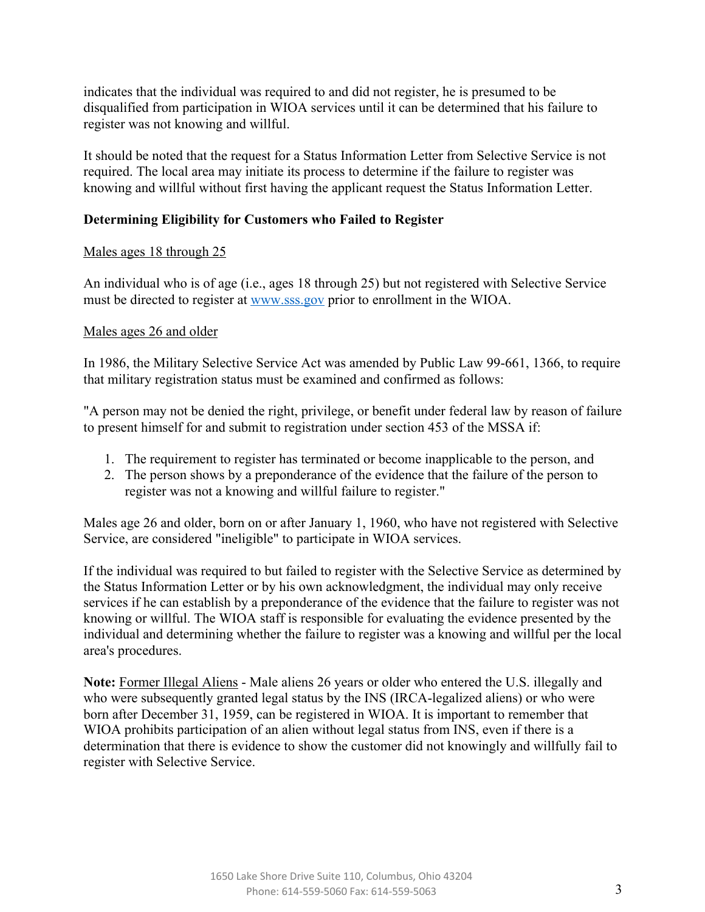indicates that the individual was required to and did not register, he is presumed to be disqualified from participation in WIOA services until it can be determined that his failure to register was not knowing and willful.

It should be noted that the request for a Status Information Letter from Selective Service is not required. The local area may initiate its process to determine if the failure to register was knowing and willful without first having the applicant request the Status Information Letter.

**Determining Eligibility for Customers who Failed to Register**

Males ages 18 through 25

An individual who is of age (i.e., ages 18 through 25) but not registered with Selective Service must be directed to register at [www.sss.gov](http://www.sss.gov) prior to enrollment in the WIOA.

Males ages 26 and older

In 1986, the Military Selective Service Act was amended by Public Law 99-661, 1366, to require that military registration status must be examined and confirmed as follows:

"A person may not be denied the right, privilege, or benefit under federal law by reason of failure to present himself for and submit to registration under section 453 of the MSSA if:

1. The requirement to register has terminated or become inapplicable to the person, and
2. The person shows by a preponderance of the evidence that the failure of the person to register was not a knowing and willful failure to register."

Males age 26 and older, born on or after January 1, 1960, who have not registered with Selective Service, are considered "ineligible" to participate in WIOA services.

If the individual was required to but failed to register with the Selective Service as determined by the Status Information Letter or by his own acknowledgment, the individual may only receive services if he can establish by a preponderance of the evidence that the failure to register was not knowing or willful. The WIOA staff is responsible for evaluating the evidence presented by the individual and determining whether the failure to register was a knowing and willful per the local area's procedures.

**Note:** Former Illegal Aliens - Male aliens 26 years or older who entered the U.S. illegally and who were subsequently granted legal status by the INS (IRCA-legalized aliens) or who were born after December 31, 1959, can be registered in WIOA. It is important to remember that WIOA prohibits participation of an alien without legal status from INS, even if there is a determination that there is evidence to show the customer did not knowingly and willfully fail to register with Selective Service.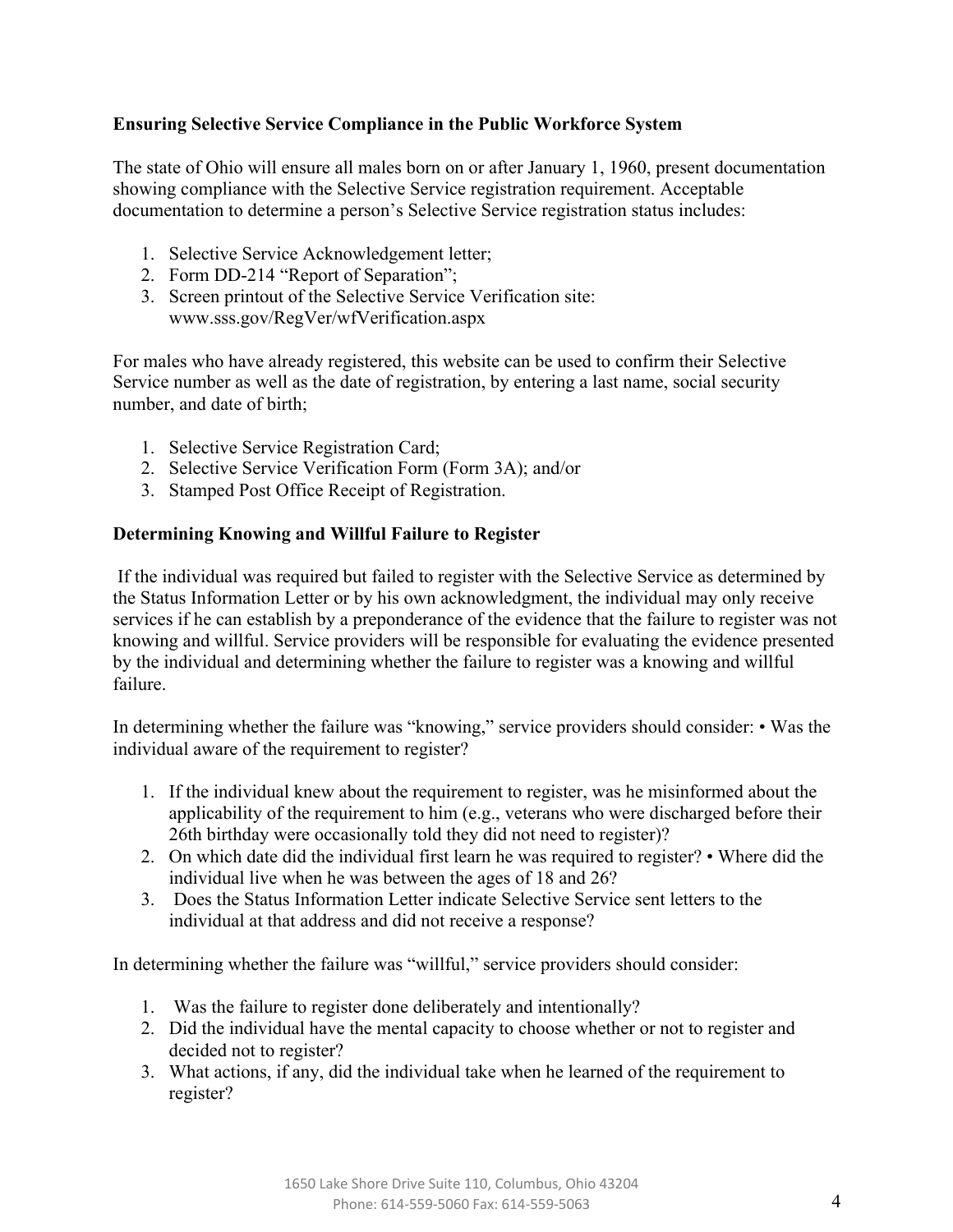**Ensuring Selective Service Compliance in the Public Workforce System**

The state of Ohio will ensure all males born on or after January 1, 1960, present documentation showing compliance with the Selective Service registration requirement. Acceptable documentation to determine a person's Selective Service registration status includes:

1. Selective Service Acknowledgement letter;
2. Form DD-214 "Report of Separation";
3. Screen printout of the Selective Service Verification site: www.sss.gov/RegVer/wfVerification.aspx

For males who have already registered, this website can be used to confirm their Selective Service number as well as the date of registration, by entering a last name, social security number, and date of birth;

1. Selective Service Registration Card;
2. Selective Service Verification Form (Form 3A); and/or
3. Stamped Post Office Receipt of Registration.

**Determining Knowing and Willful Failure to Register**

If the individual was required but failed to register with the Selective Service as determined by the Status Information Letter or by his own acknowledgment, the individual may only receive services if he can establish by a preponderance of the evidence that the failure to register was not knowing and willful. Service providers will be responsible for evaluating the evidence presented by the individual and determining whether the failure to register was a knowing and willful failure.

In determining whether the failure was "knowing," service providers should consider: • Was the individual aware of the requirement to register?

1. If the individual knew about the requirement to register, was he misinformed about the applicability of the requirement to him (e.g., veterans who were discharged before their 26th birthday were occasionally told they did not need to register)?
2. On which date did the individual first learn he was required to register? • Where did the individual live when he was between the ages of 18 and 26?
3. Does the Status Information Letter indicate Selective Service sent letters to the individual at that address and did not receive a response?

In determining whether the failure was "willful," service providers should consider:

1. Was the failure to register done deliberately and intentionally?
2. Did the individual have the mental capacity to choose whether or not to register and decided not to register?
3. What actions, if any, did the individual take when he learned of the requirement to register?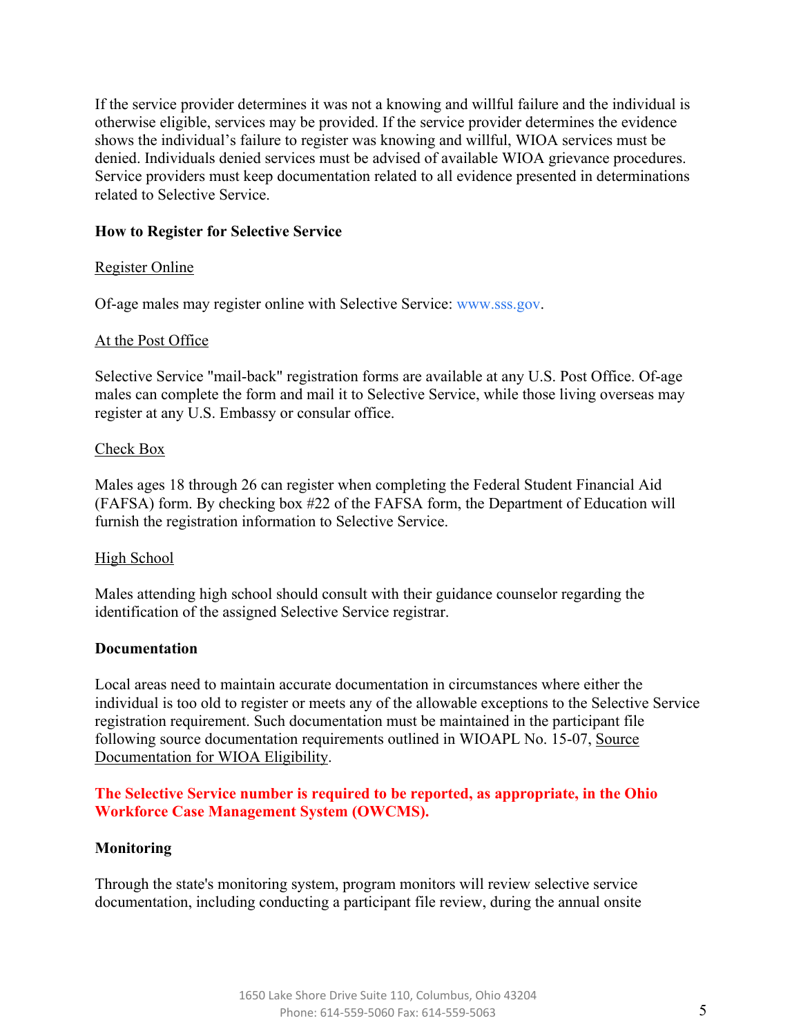If the service provider determines it was not a knowing and willful failure and the individual is otherwise eligible, services may be provided. If the service provider determines the evidence shows the individual's failure to register was knowing and willful, WIOA services must be denied. Individuals denied services must be advised of available WIOA grievance procedures. Service providers must keep documentation related to all evidence presented in determinations related to Selective Service.

**How to Register for Selective Service**

Register Online

Of-age males may register online with Selective Service: www.sss.gov.

At the Post Office

Selective Service "mail-back" registration forms are available at any U.S. Post Office. Of-age males can complete the form and mail it to Selective Service, while those living overseas may register at any U.S. Embassy or consular office.

Check Box

Males ages 18 through 26 can register when completing the Federal Student Financial Aid (FAFSA) form. By checking box #22 of the FAFSA form, the Department of Education will furnish the registration information to Selective Service.

High School

Males attending high school should consult with their guidance counselor regarding the identification of the assigned Selective Service registrar.

**Documentation**

Local areas need to maintain accurate documentation in circumstances where either the individual is too old to register or meets any of the allowable exceptions to the Selective Service registration requirement. Such documentation must be maintained in the participant file following source documentation requirements outlined in WIOAPL No. 15-07, Source Documentation for WIOA Eligibility.

**The Selective Service number is required to be reported, as appropriate, in the Ohio Workforce Case Management System (OWCMS).**

**Monitoring**

Through the state's monitoring system, program monitors will review selective service documentation, including conducting a participant file review, during the annual onsite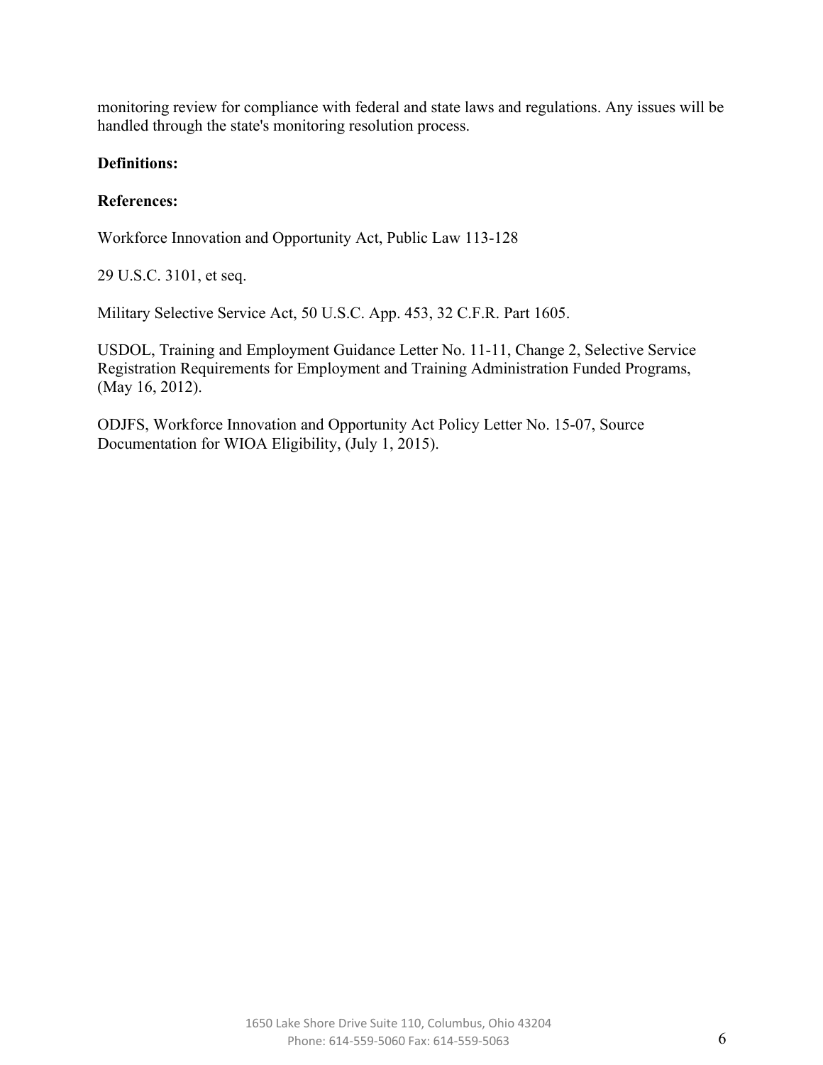monitoring review for compliance with federal and state laws and regulations. Any issues will be handled through the state's monitoring resolution process.

**Definitions:**

**References:**

Workforce Innovation and Opportunity Act, Public Law 113-128

29 U.S.C. 3101, et seq.

Military Selective Service Act, 50 U.S.C. App. 453, 32 C.F.R. Part 1605.

USDOL, Training and Employment Guidance Letter No. 11-11, Change 2, Selective Service Registration Requirements for Employment and Training Administration Funded Programs, (May 16, 2012).

ODJFS, Workforce Innovation and Opportunity Act Policy Letter No. 15-07, Source Documentation for WIOA Eligibility, (July 1, 2015).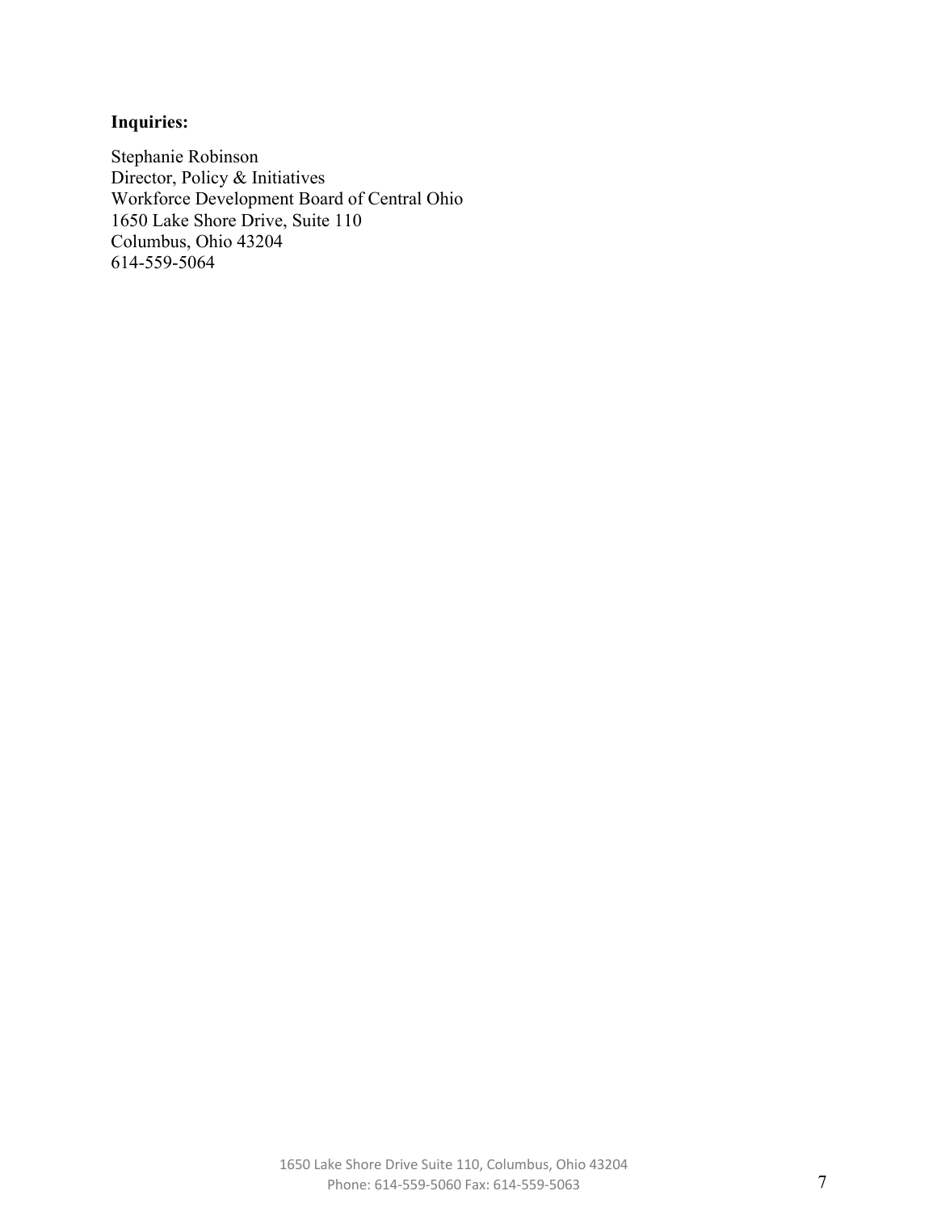**Inquiries:**

Stephanie Robinson
Director, Policy & Initiatives
Workforce Development Board of Central Ohio
1650 Lake Shore Drive, Suite 110
Columbus, Ohio 43204
614-559-5064